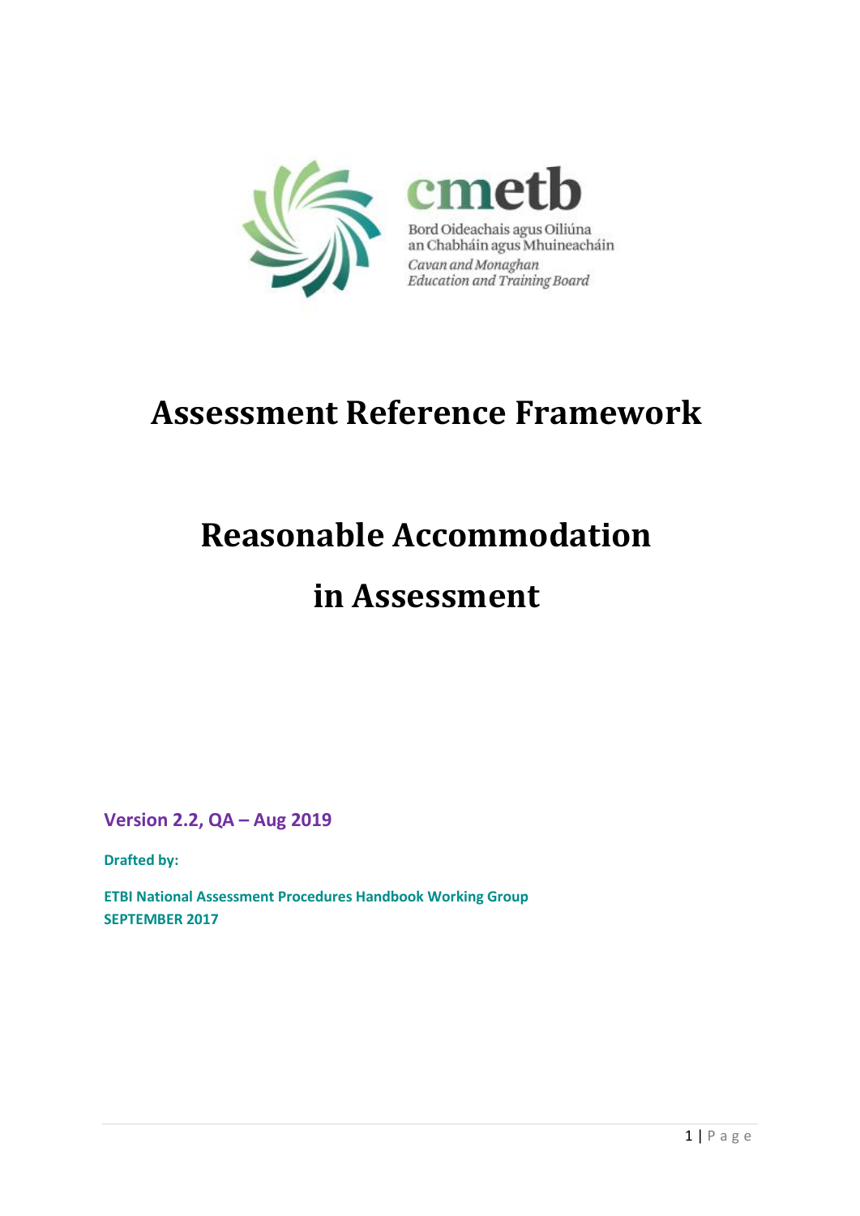cmetb

Bord Oideachais agus Oiliúna an Chabháin agus Mhuineacháin

*Cavan and Monaghan Education and Training Board*

# Assessment Reference Framework

# Reasonable Accommodation in Assessment

**Version 2.2, QA – Aug 2019**

**Drafted by:**

**ETBI National Assessment Procedures Handbook Working Group**
**SEPTEMBER 2017**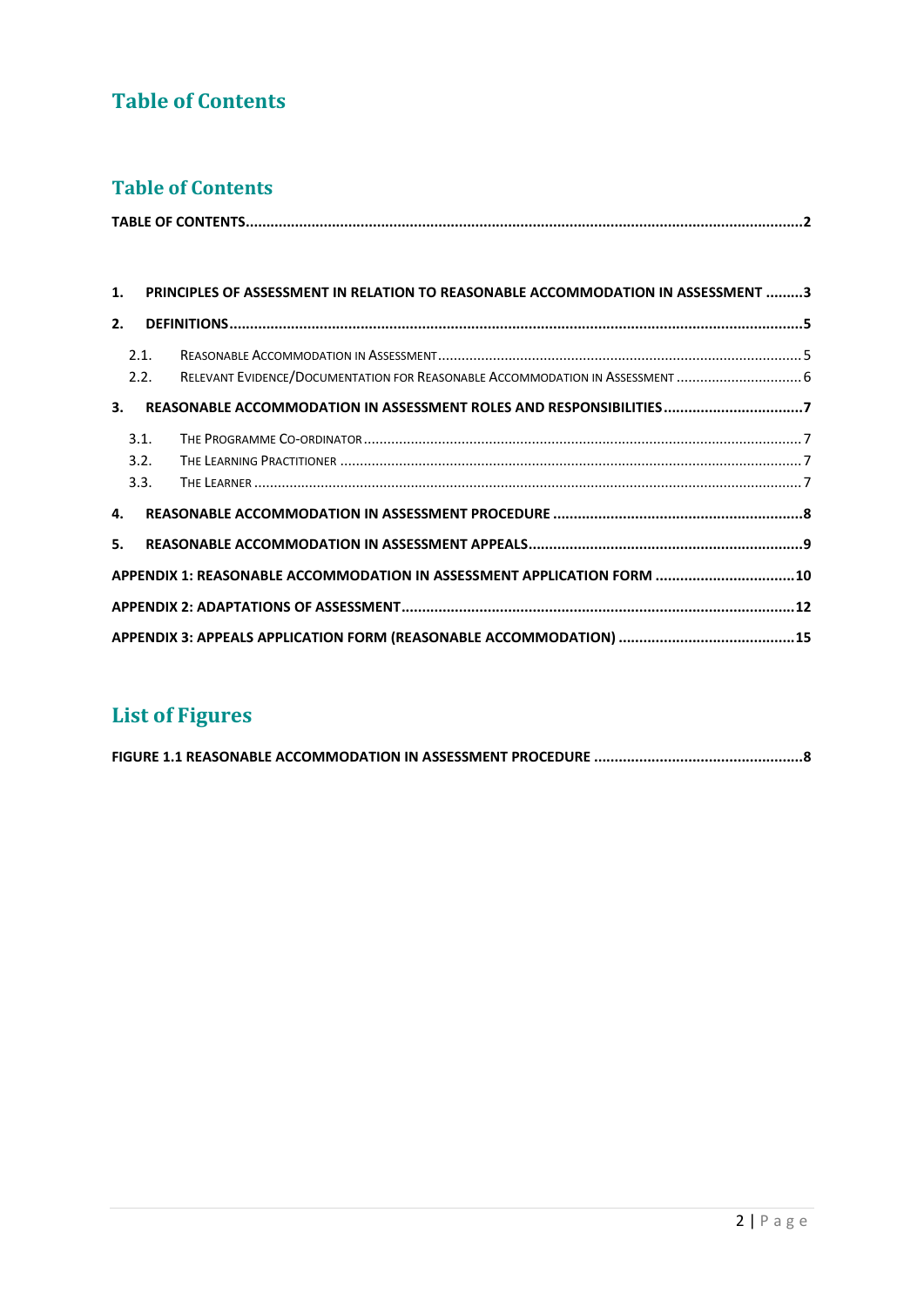## Table of Contents

## Table of Contents

TABLE OF CONTENTS....................2

1. PRINCIPLES OF ASSESSMENT IN RELATION TO REASONABLE ACCOMMODATION IN ASSESSMENT .........3
2. DEFINITIONS....................5
   - 2.1. Reasonable Accommodation in Assessment....................5
   - 2.2. Relevant Evidence/Documentation for Reasonable Accommodation in Assessment....................6
3. REASONABLE ACCOMMODATION IN ASSESSMENT ROLES AND RESPONSIBILITIES....................7
   - 3.1. The Programme Co-ordinator....................7
   - 3.2. The Learning Practitioner....................7
   - 3.3. The Learner....................7
4. REASONABLE ACCOMMODATION IN ASSESSMENT PROCEDURE....................8
5. REASONABLE ACCOMMODATION IN ASSESSMENT APPEALS....................9

APPENDIX 1: REASONABLE ACCOMMODATION IN ASSESSMENT APPLICATION FORM....................10

APPENDIX 2: ADAPTATIONS OF ASSESSMENT....................12

APPENDIX 3: APPEALS APPLICATION FORM (REASONABLE ACCOMMODATION)....................15

## List of Figures

FIGURE 1.1 REASONABLE ACCOMMODATION IN ASSESSMENT PROCEDURE....................8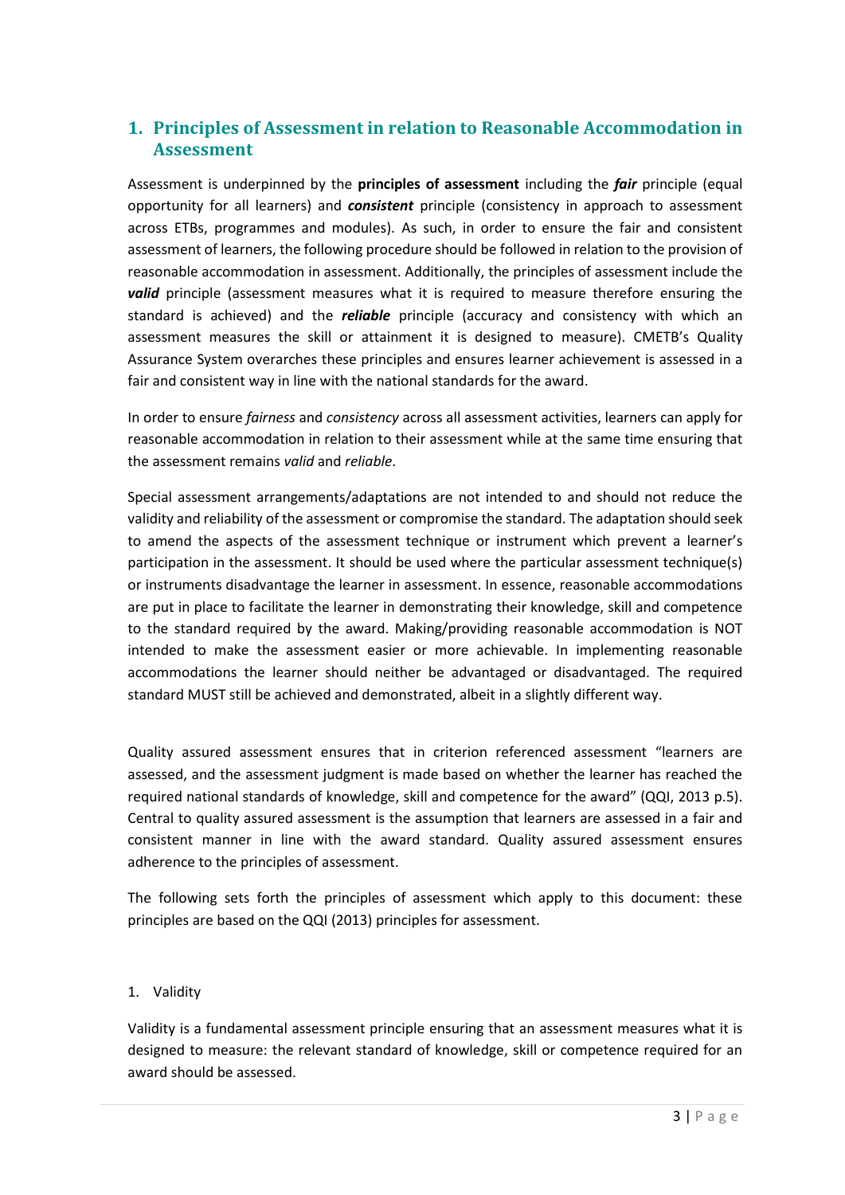# 1. Principles of Assessment in relation to Reasonable Accommodation in Assessment

Assessment is underpinned by the **principles of assessment** including the ***fair*** principle (equal opportunity for all learners) and ***consistent*** principle (consistency in approach to assessment across ETBs, programmes and modules). As such, in order to ensure the fair and consistent assessment of learners, the following procedure should be followed in relation to the provision of reasonable accommodation in assessment. Additionally, the principles of assessment include the ***valid*** principle (assessment measures what it is required to measure therefore ensuring the standard is achieved) and the ***reliable*** principle (accuracy and consistency with which an assessment measures the skill or attainment it is designed to measure). CMETB's Quality Assurance System overarches these principles and ensures learner achievement is assessed in a fair and consistent way in line with the national standards for the award.

In order to ensure *fairness* and *consistency* across all assessment activities, learners can apply for reasonable accommodation in relation to their assessment while at the same time ensuring that the assessment remains *valid* and *reliable*.

Special assessment arrangements/adaptations are not intended to and should not reduce the validity and reliability of the assessment or compromise the standard. The adaptation should seek to amend the aspects of the assessment technique or instrument which prevent a learner's participation in the assessment. It should be used where the particular assessment technique(s) or instruments disadvantage the learner in assessment. In essence, reasonable accommodations are put in place to facilitate the learner in demonstrating their knowledge, skill and competence to the standard required by the award. Making/providing reasonable accommodation is NOT intended to make the assessment easier or more achievable. In implementing reasonable accommodations the learner should neither be advantaged or disadvantaged. The required standard MUST still be achieved and demonstrated, albeit in a slightly different way.

Quality assured assessment ensures that in criterion referenced assessment "learners are assessed, and the assessment judgment is made based on whether the learner has reached the required national standards of knowledge, skill and competence for the award" (QQI, 2013 p.5). Central to quality assured assessment is the assumption that learners are assessed in a fair and consistent manner in line with the award standard. Quality assured assessment ensures adherence to the principles of assessment.

The following sets forth the principles of assessment which apply to this document: these principles are based on the QQI (2013) principles for assessment.

1. Validity

Validity is a fundamental assessment principle ensuring that an assessment measures what it is designed to measure: the relevant standard of knowledge, skill or competence required for an award should be assessed.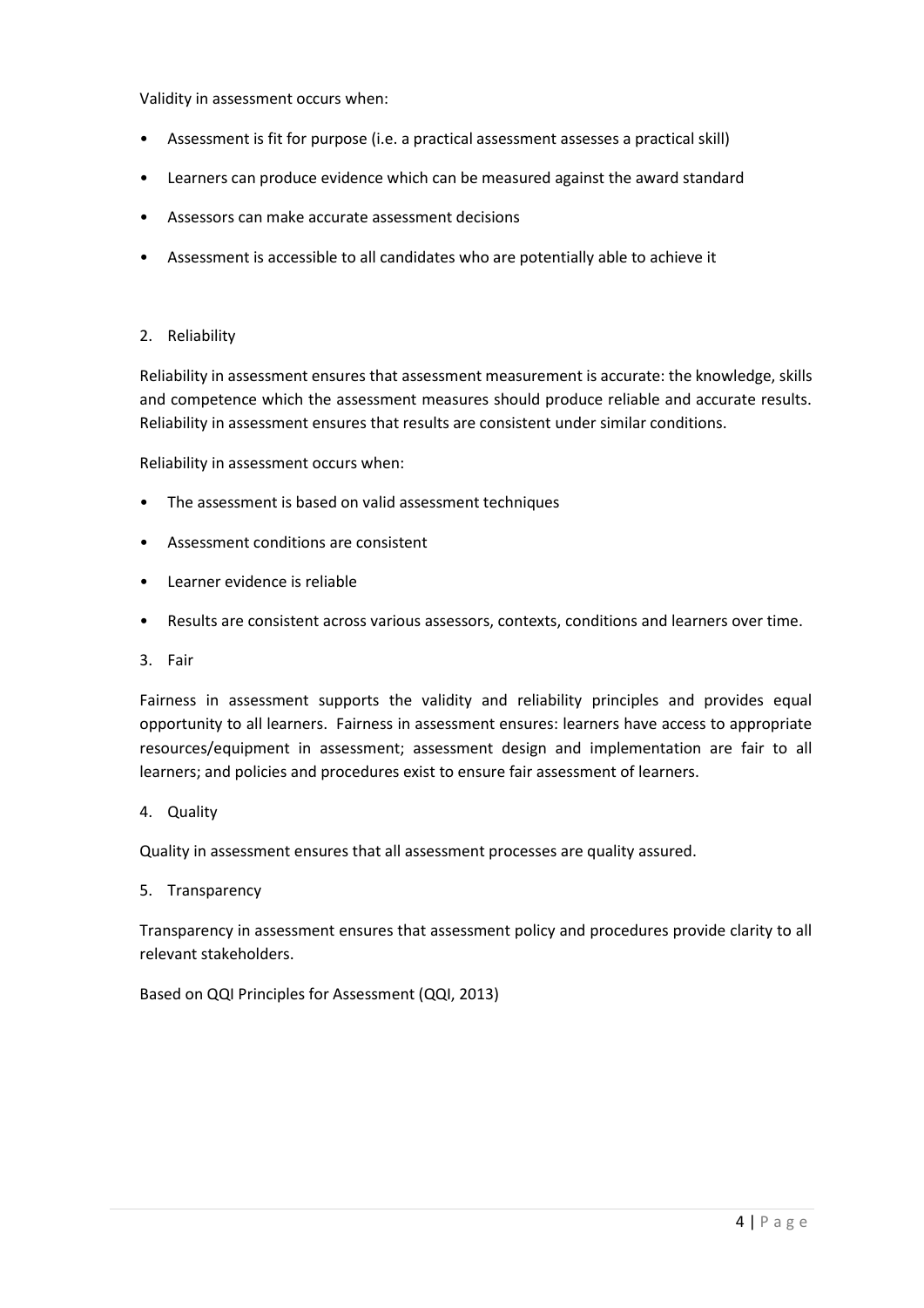Validity in assessment occurs when:

- Assessment is fit for purpose (i.e. a practical assessment assesses a practical skill)
- Learners can produce evidence which can be measured against the award standard
- Assessors can make accurate assessment decisions
- Assessment is accessible to all candidates who are potentially able to achieve it

2. Reliability

Reliability in assessment ensures that assessment measurement is accurate: the knowledge, skills and competence which the assessment measures should produce reliable and accurate results. Reliability in assessment ensures that results are consistent under similar conditions.

Reliability in assessment occurs when:

- The assessment is based on valid assessment techniques
- Assessment conditions are consistent
- Learner evidence is reliable
- Results are consistent across various assessors, contexts, conditions and learners over time.

3. Fair

Fairness in assessment supports the validity and reliability principles and provides equal opportunity to all learners. Fairness in assessment ensures: learners have access to appropriate resources/equipment in assessment; assessment design and implementation are fair to all learners; and policies and procedures exist to ensure fair assessment of learners.

4. Quality

Quality in assessment ensures that all assessment processes are quality assured.

5. Transparency

Transparency in assessment ensures that assessment policy and procedures provide clarity to all relevant stakeholders.

Based on QQI Principles for Assessment (QQI, 2013)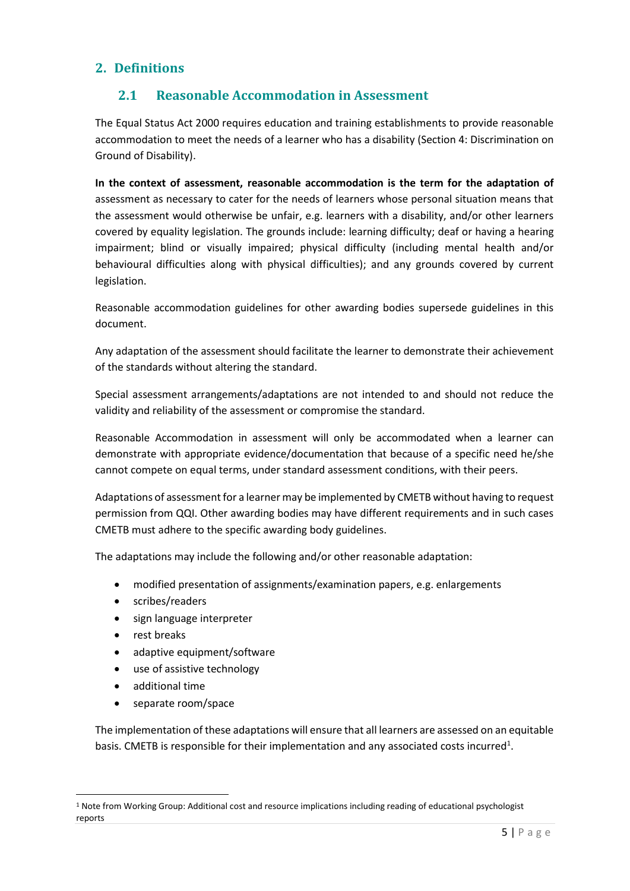## 2. Definitions

### 2.1 Reasonable Accommodation in Assessment

The Equal Status Act 2000 requires education and training establishments to provide reasonable accommodation to meet the needs of a learner who has a disability (Section 4: Discrimination on Ground of Disability).

**In the context of assessment, reasonable accommodation is the term for the adaptation of** assessment as necessary to cater for the needs of learners whose personal situation means that the assessment would otherwise be unfair, e.g. learners with a disability, and/or other learners covered by equality legislation. The grounds include: learning difficulty; deaf or having a hearing impairment; blind or visually impaired; physical difficulty (including mental health and/or behavioural difficulties along with physical difficulties); and any grounds covered by current legislation.

Reasonable accommodation guidelines for other awarding bodies supersede guidelines in this document.

Any adaptation of the assessment should facilitate the learner to demonstrate their achievement of the standards without altering the standard.

Special assessment arrangements/adaptations are not intended to and should not reduce the validity and reliability of the assessment or compromise the standard.

Reasonable Accommodation in assessment will only be accommodated when a learner can demonstrate with appropriate evidence/documentation that because of a specific need he/she cannot compete on equal terms, under standard assessment conditions, with their peers.

Adaptations of assessment for a learner may be implemented by CMETB without having to request permission from QQI. Other awarding bodies may have different requirements and in such cases CMETB must adhere to the specific awarding body guidelines.

The adaptations may include the following and/or other reasonable adaptation:

- modified presentation of assignments/examination papers, e.g. enlargements
- scribes/readers
- sign language interpreter
- rest breaks
- adaptive equipment/software
- use of assistive technology
- additional time
- separate room/space

The implementation of these adaptations will ensure that all learners are assessed on an equitable basis. CMETB is responsible for their implementation and any associated costs incurred[1].

[1] Note from Working Group: Additional cost and resource implications including reading of educational psychologist reports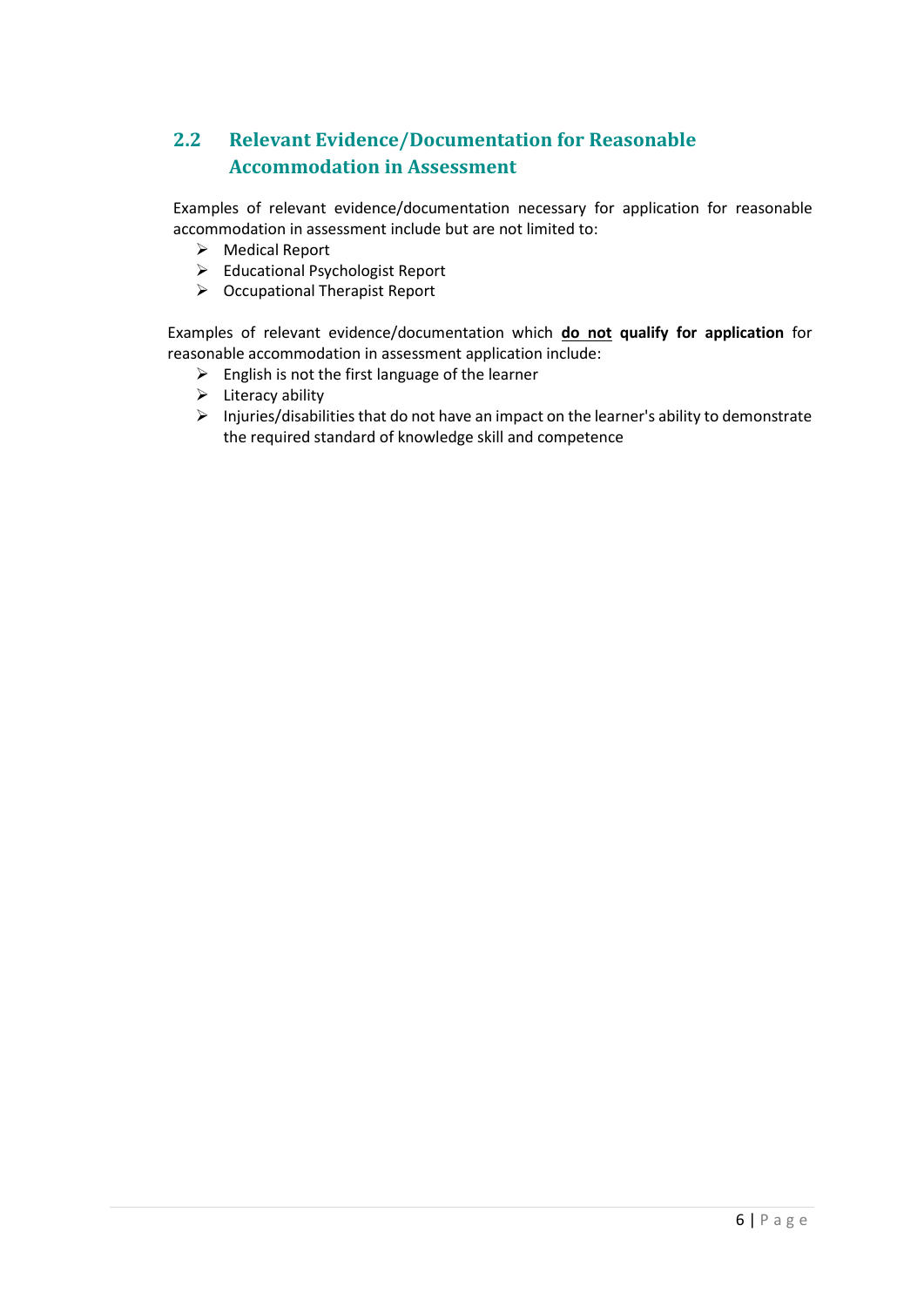## 2.2 Relevant Evidence/Documentation for Reasonable Accommodation in Assessment

Examples of relevant evidence/documentation necessary for application for reasonable accommodation in assessment include but are not limited to:

- Medical Report
- Educational Psychologist Report
- Occupational Therapist Report

Examples of relevant evidence/documentation which **do not qualify for application** for reasonable accommodation in assessment application include:

- English is not the first language of the learner
- Literacy ability
- Injuries/disabilities that do not have an impact on the learner's ability to demonstrate the required standard of knowledge skill and competence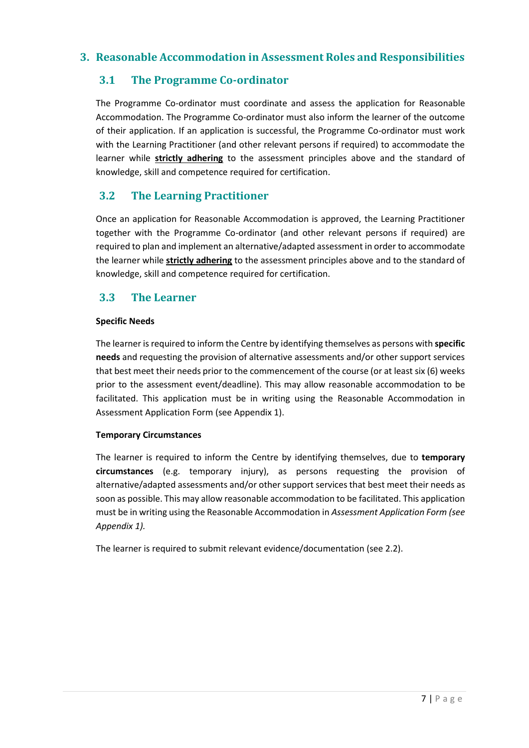# 3. Reasonable Accommodation in Assessment Roles and Responsibilities

## 3.1 The Programme Co-ordinator

The Programme Co-ordinator must coordinate and assess the application for Reasonable Accommodation. The Programme Co-ordinator must also inform the learner of the outcome of their application. If an application is successful, the Programme Co-ordinator must work with the Learning Practitioner (and other relevant persons if required) to accommodate the learner while **strictly adhering** to the assessment principles above and the standard of knowledge, skill and competence required for certification.

## 3.2 The Learning Practitioner

Once an application for Reasonable Accommodation is approved, the Learning Practitioner together with the Programme Co-ordinator (and other relevant persons if required) are required to plan and implement an alternative/adapted assessment in order to accommodate the learner while **strictly adhering** to the assessment principles above and to the standard of knowledge, skill and competence required for certification.

## 3.3 The Learner

**Specific Needs**

The learner is required to inform the Centre by identifying themselves as persons with **specific needs** and requesting the provision of alternative assessments and/or other support services that best meet their needs prior to the commencement of the course (or at least six (6) weeks prior to the assessment event/deadline). This may allow reasonable accommodation to be facilitated. This application must be in writing using the Reasonable Accommodation in Assessment Application Form (see Appendix 1).

**Temporary Circumstances**

The learner is required to inform the Centre by identifying themselves, due to **temporary circumstances** (e.g. temporary injury), as persons requesting the provision of alternative/adapted assessments and/or other support services that best meet their needs as soon as possible. This may allow reasonable accommodation to be facilitated. This application must be in writing using the Reasonable Accommodation in *Assessment Application Form (see Appendix 1).*

The learner is required to submit relevant evidence/documentation (see 2.2).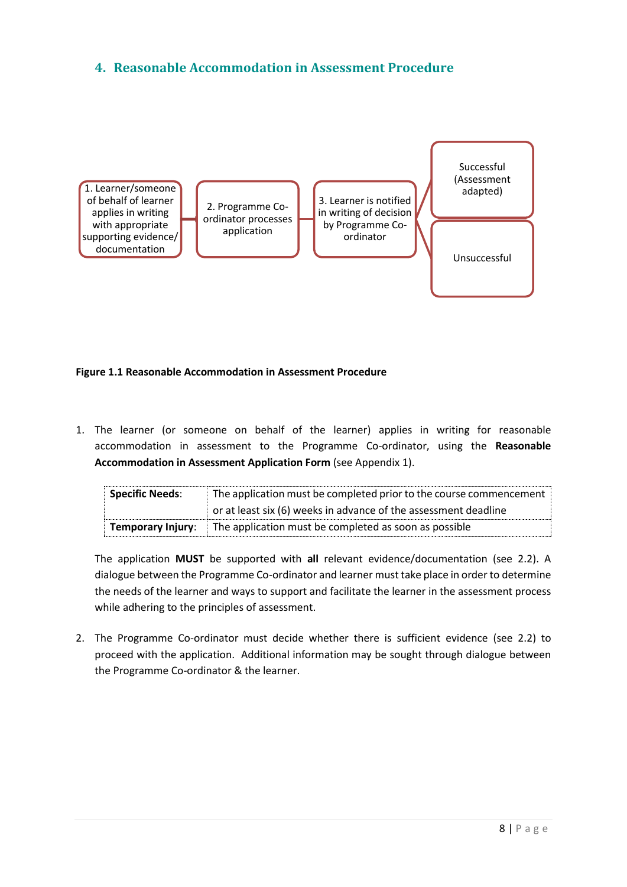## 4. Reasonable Accommodation in Assessment Procedure

1. Learner/someone of behalf of learner applies in writing with appropriate supporting evidence/ documentation
2. Programme Co-ordinator processes application
3. Learner is notified in writing of decision by Programme Co-ordinator
   - Successful (Assessment adapted)
   - Unsuccessful

**Figure 1.1 Reasonable Accommodation in Assessment Procedure**

1. The learner (or someone on behalf of the learner) applies in writing for reasonable accommodation in assessment to the Programme Co-ordinator, using the **Reasonable Accommodation in Assessment Application Form** (see Appendix 1).

   | | |
   |---|---|
   | **Specific Needs**: | The application must be completed prior to the course commencement or at least six (6) weeks in advance of the assessment deadline |
   | **Temporary Injury**: | The application must be completed as soon as possible |

   The application **MUST** be supported with **all** relevant evidence/documentation (see 2.2). A dialogue between the Programme Co-ordinator and learner must take place in order to determine the needs of the learner and ways to support and facilitate the learner in the assessment process while adhering to the principles of assessment.

2. The Programme Co-ordinator must decide whether there is sufficient evidence (see 2.2) to proceed with the application. Additional information may be sought through dialogue between the Programme Co-ordinator & the learner.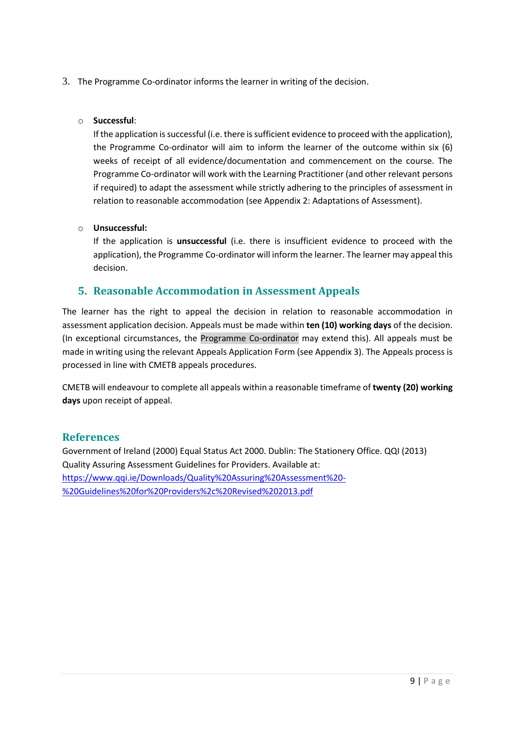3. The Programme Co-ordinator informs the learner in writing of the decision.

   - **Successful**:
     If the application is successful (i.e. there is sufficient evidence to proceed with the application), the Programme Co-ordinator will aim to inform the learner of the outcome within six (6) weeks of receipt of all evidence/documentation and commencement on the course. The Programme Co-ordinator will work with the Learning Practitioner (and other relevant persons if required) to adapt the assessment while strictly adhering to the principles of assessment in relation to reasonable accommodation (see Appendix 2: Adaptations of Assessment).

   - **Unsuccessful:**
     If the application is **unsuccessful** (i.e. there is insufficient evidence to proceed with the application), the Programme Co-ordinator will inform the learner. The learner may appeal this decision.

## 5. Reasonable Accommodation in Assessment Appeals

The learner has the right to appeal the decision in relation to reasonable accommodation in assessment application decision. Appeals must be made within **ten (10) working days** of the decision. (In exceptional circumstances, the Programme Co-ordinator may extend this). All appeals must be made in writing using the relevant Appeals Application Form (see Appendix 3). The Appeals process is processed in line with CMETB appeals procedures.

CMETB will endeavour to complete all appeals within a reasonable timeframe of **twenty (20) working days** upon receipt of appeal.

## References

Government of Ireland (2000) Equal Status Act 2000. Dublin: The Stationery Office. QQI (2013) Quality Assuring Assessment Guidelines for Providers. Available at: https://www.qqi.ie/Downloads/Quality%20Assuring%20Assessment%20-%20Guidelines%20for%20Providers%2c%20Revised%202013.pdf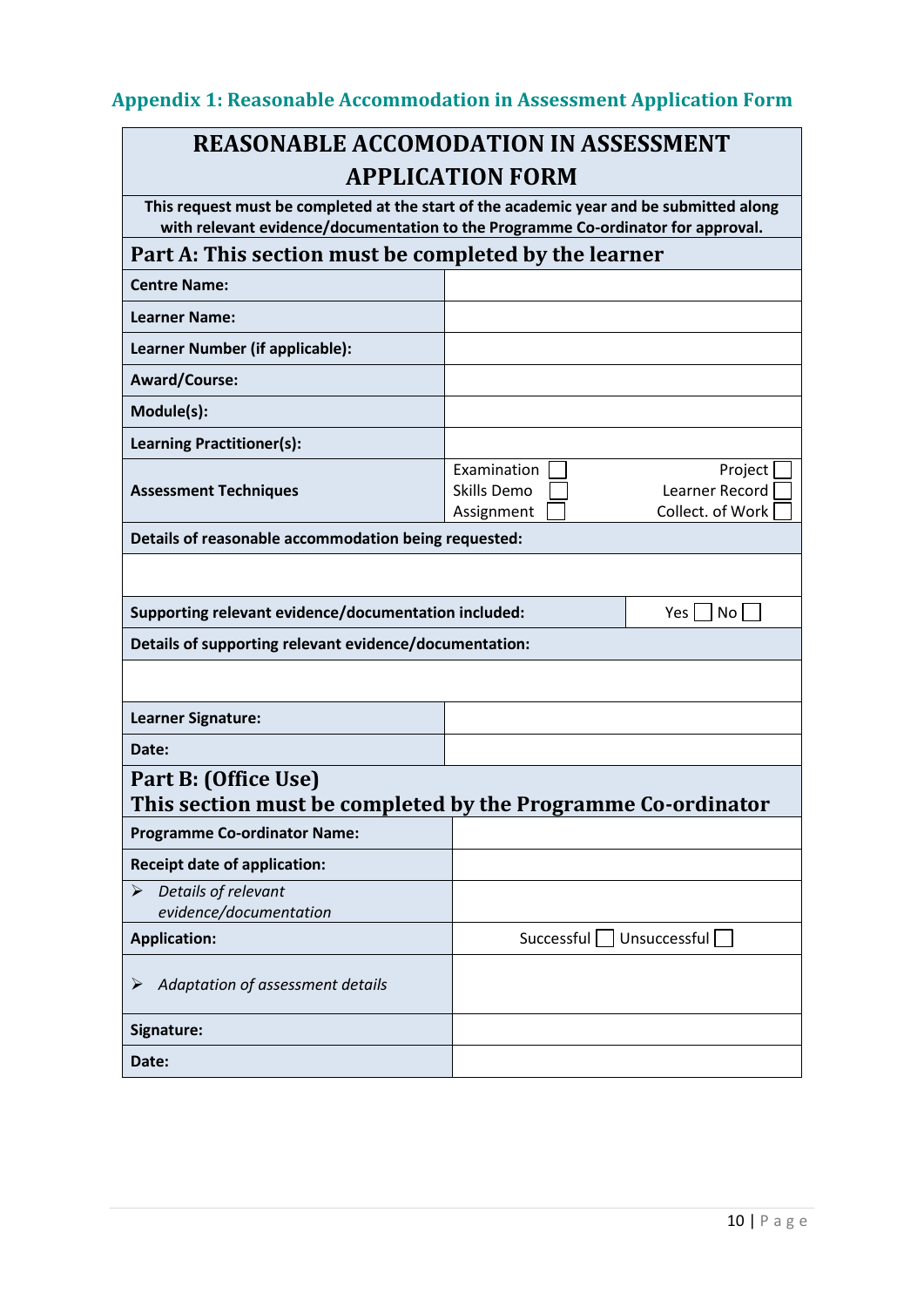## Appendix 1: Reasonable Accommodation in Assessment Application Form

| REASONABLE ACCOMODATION IN ASSESSMENT APPLICATION FORM | |
|---|---|
| **This request must be completed at the start of the academic year and be submitted along with relevant evidence/documentation to the Programme Co-ordinator for approval.** | |
| **Part A: This section must be completed by the learner** | |
| **Centre Name:** | |
| **Learner Name:** | |
| **Learner Number (if applicable):** | |
| **Award/Course:** | |
| **Module(s):** | |
| **Learning Practitioner(s):** | |
| **Assessment Techniques** | Examination ☐ Skills Demo ☐ Assignment ☐ Project ☐ Learner Record ☐ Collect. of Work ☐ |
| **Details of reasonable accommodation being requested:** | |
| | |
| **Supporting relevant evidence/documentation included:** | Yes ☐ No ☐ |
| **Details of supporting relevant evidence/documentation:** | |
| | |
| **Learner Signature:** | |
| **Date:** | |
| **Part B: (Office Use) This section must be completed by the Programme Co-ordinator** | |
| **Programme Co-ordinator Name:** | |
| **Receipt date of application:** | |
| ➢ *Details of relevant evidence/documentation* | |
| **Application:** | Successful ☐ Unsuccessful ☐ |
| ➢ *Adaptation of assessment details* | |
| **Signature:** | |
| **Date:** | |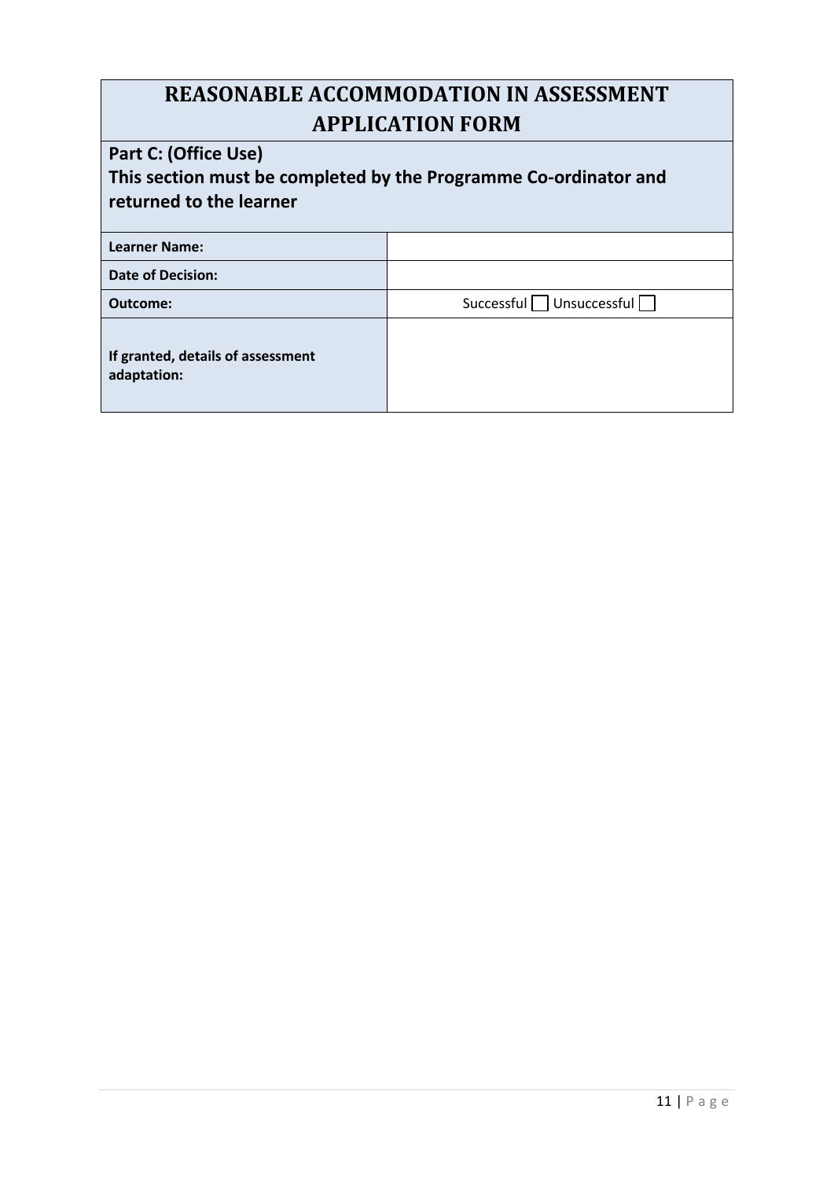# REASONABLE ACCOMMODATION IN ASSESSMENT APPLICATION FORM

**Part C: (Office Use)**

**This section must be completed by the Programme Co-ordinator and returned to the learner**

| | |
|---|---|
| **Learner Name:** | |
| **Date of Decision:** | |
| **Outcome:** | Successful ☐ Unsuccessful ☐ |
| **If granted, details of assessment adaptation:** | |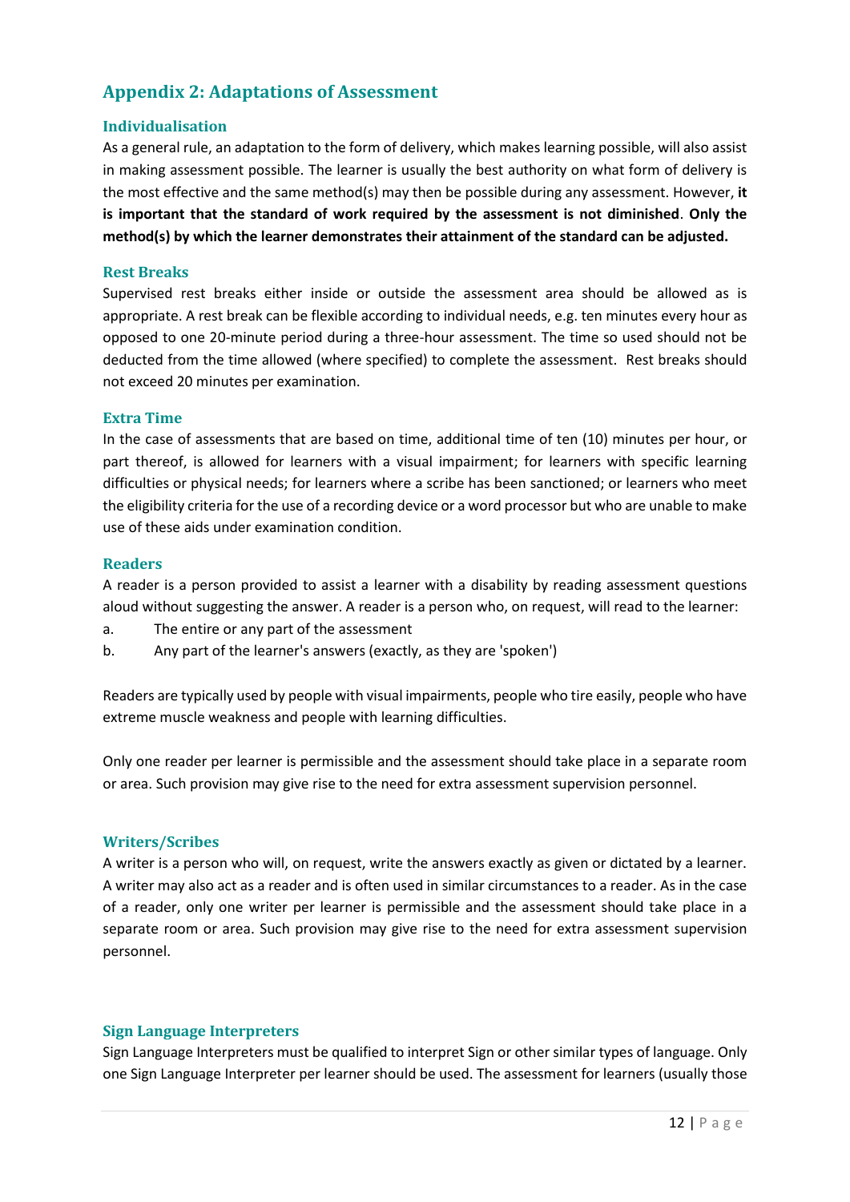## Appendix 2: Adaptations of Assessment

### Individualisation

As a general rule, an adaptation to the form of delivery, which makes learning possible, will also assist in making assessment possible. The learner is usually the best authority on what form of delivery is the most effective and the same method(s) may then be possible during any assessment. However, **it is important that the standard of work required by the assessment is not diminished**. **Only the method(s) by which the learner demonstrates their attainment of the standard can be adjusted.**

### Rest Breaks

Supervised rest breaks either inside or outside the assessment area should be allowed as is appropriate. A rest break can be flexible according to individual needs, e.g. ten minutes every hour as opposed to one 20-minute period during a three-hour assessment. The time so used should not be deducted from the time allowed (where specified) to complete the assessment. Rest breaks should not exceed 20 minutes per examination.

### Extra Time

In the case of assessments that are based on time, additional time of ten (10) minutes per hour, or part thereof, is allowed for learners with a visual impairment; for learners with specific learning difficulties or physical needs; for learners where a scribe has been sanctioned; or learners who meet the eligibility criteria for the use of a recording device or a word processor but who are unable to make use of these aids under examination condition.

### Readers

A reader is a person provided to assist a learner with a disability by reading assessment questions aloud without suggesting the answer. A reader is a person who, on request, will read to the learner:

a. The entire or any part of the assessment
b. Any part of the learner's answers (exactly, as they are 'spoken')

Readers are typically used by people with visual impairments, people who tire easily, people who have extreme muscle weakness and people with learning difficulties.

Only one reader per learner is permissible and the assessment should take place in a separate room or area. Such provision may give rise to the need for extra assessment supervision personnel.

### Writers/Scribes

A writer is a person who will, on request, write the answers exactly as given or dictated by a learner. A writer may also act as a reader and is often used in similar circumstances to a reader. As in the case of a reader, only one writer per learner is permissible and the assessment should take place in a separate room or area. Such provision may give rise to the need for extra assessment supervision personnel.

### Sign Language Interpreters

Sign Language Interpreters must be qualified to interpret Sign or other similar types of language. Only one Sign Language Interpreter per learner should be used. The assessment for learners (usually those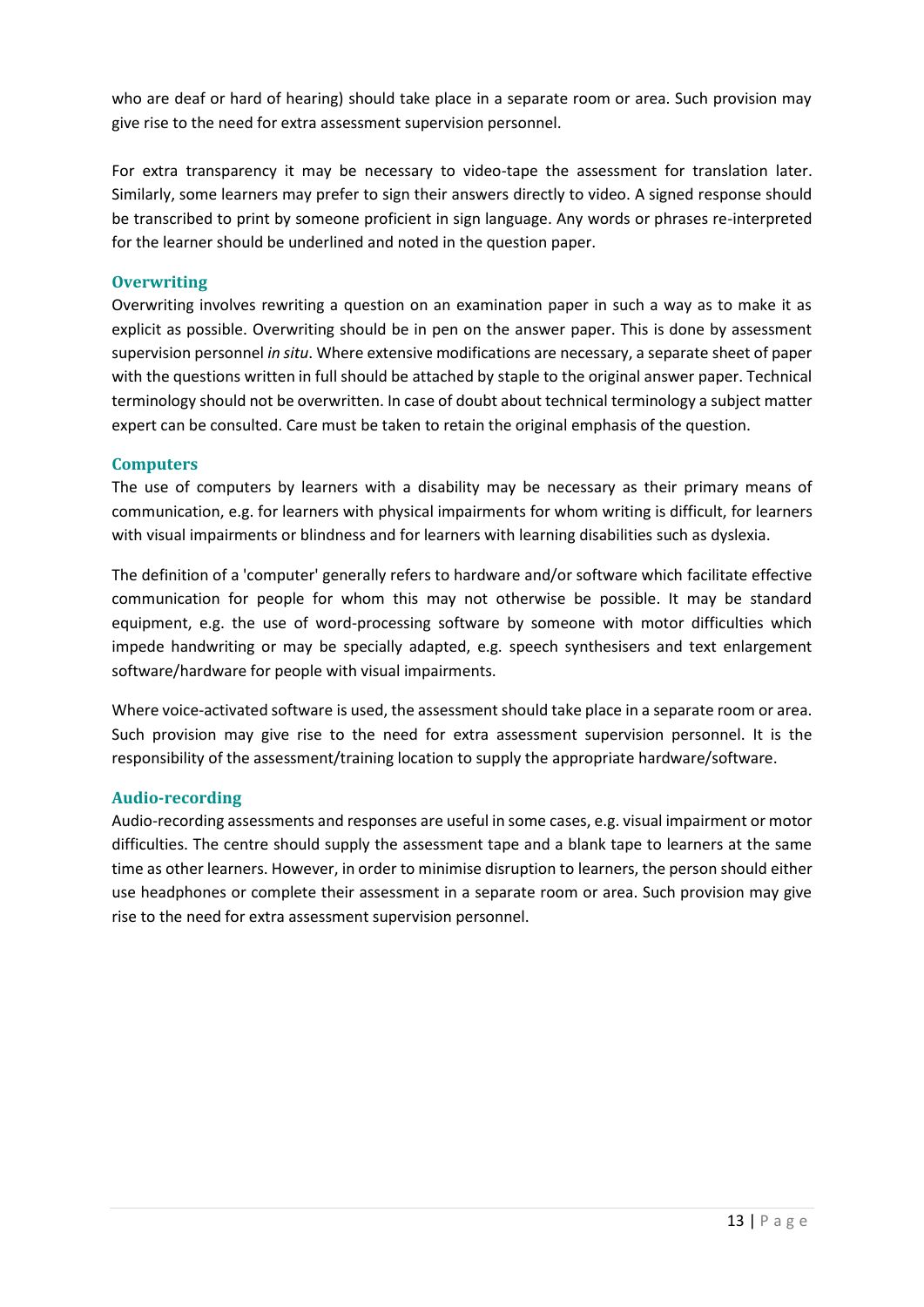who are deaf or hard of hearing) should take place in a separate room or area. Such provision may give rise to the need for extra assessment supervision personnel.

For extra transparency it may be necessary to video-tape the assessment for translation later. Similarly, some learners may prefer to sign their answers directly to video. A signed response should be transcribed to print by someone proficient in sign language. Any words or phrases re-interpreted for the learner should be underlined and noted in the question paper.

### Overwriting

Overwriting involves rewriting a question on an examination paper in such a way as to make it as explicit as possible. Overwriting should be in pen on the answer paper. This is done by assessment supervision personnel *in situ*. Where extensive modifications are necessary, a separate sheet of paper with the questions written in full should be attached by staple to the original answer paper. Technical terminology should not be overwritten. In case of doubt about technical terminology a subject matter expert can be consulted. Care must be taken to retain the original emphasis of the question.

### Computers

The use of computers by learners with a disability may be necessary as their primary means of communication, e.g. for learners with physical impairments for whom writing is difficult, for learners with visual impairments or blindness and for learners with learning disabilities such as dyslexia.

The definition of a 'computer' generally refers to hardware and/or software which facilitate effective communication for people for whom this may not otherwise be possible. It may be standard equipment, e.g. the use of word-processing software by someone with motor difficulties which impede handwriting or may be specially adapted, e.g. speech synthesisers and text enlargement software/hardware for people with visual impairments.

Where voice-activated software is used, the assessment should take place in a separate room or area. Such provision may give rise to the need for extra assessment supervision personnel. It is the responsibility of the assessment/training location to supply the appropriate hardware/software.

### Audio-recording

Audio-recording assessments and responses are useful in some cases, e.g. visual impairment or motor difficulties. The centre should supply the assessment tape and a blank tape to learners at the same time as other learners. However, in order to minimise disruption to learners, the person should either use headphones or complete their assessment in a separate room or area. Such provision may give rise to the need for extra assessment supervision personnel.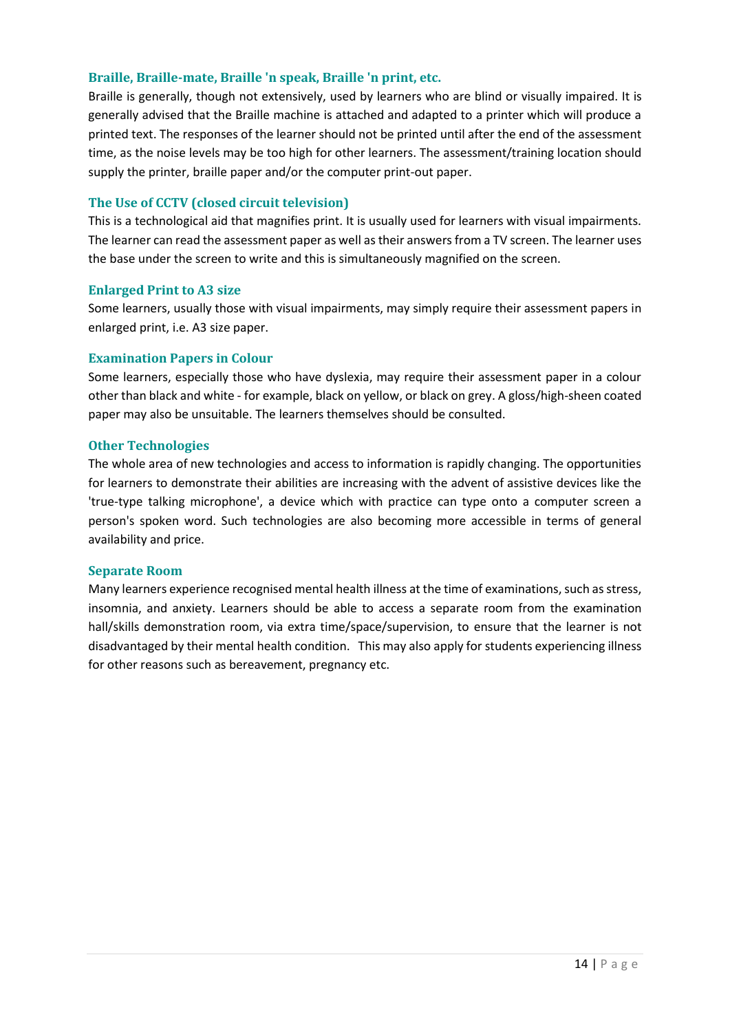### Braille, Braille-mate, Braille 'n speak, Braille 'n print, etc.

Braille is generally, though not extensively, used by learners who are blind or visually impaired. It is generally advised that the Braille machine is attached and adapted to a printer which will produce a printed text. The responses of the learner should not be printed until after the end of the assessment time, as the noise levels may be too high for other learners. The assessment/training location should supply the printer, braille paper and/or the computer print-out paper.

### The Use of CCTV (closed circuit television)

This is a technological aid that magnifies print. It is usually used for learners with visual impairments. The learner can read the assessment paper as well as their answers from a TV screen. The learner uses the base under the screen to write and this is simultaneously magnified on the screen.

### Enlarged Print to A3 size

Some learners, usually those with visual impairments, may simply require their assessment papers in enlarged print, i.e. A3 size paper.

### Examination Papers in Colour

Some learners, especially those who have dyslexia, may require their assessment paper in a colour other than black and white - for example, black on yellow, or black on grey. A gloss/high-sheen coated paper may also be unsuitable. The learners themselves should be consulted.

### Other Technologies

The whole area of new technologies and access to information is rapidly changing. The opportunities for learners to demonstrate their abilities are increasing with the advent of assistive devices like the 'true-type talking microphone', a device which with practice can type onto a computer screen a person's spoken word. Such technologies are also becoming more accessible in terms of general availability and price.

### Separate Room

Many learners experience recognised mental health illness at the time of examinations, such as stress, insomnia, and anxiety. Learners should be able to access a separate room from the examination hall/skills demonstration room, via extra time/space/supervision, to ensure that the learner is not disadvantaged by their mental health condition. This may also apply for students experiencing illness for other reasons such as bereavement, pregnancy etc.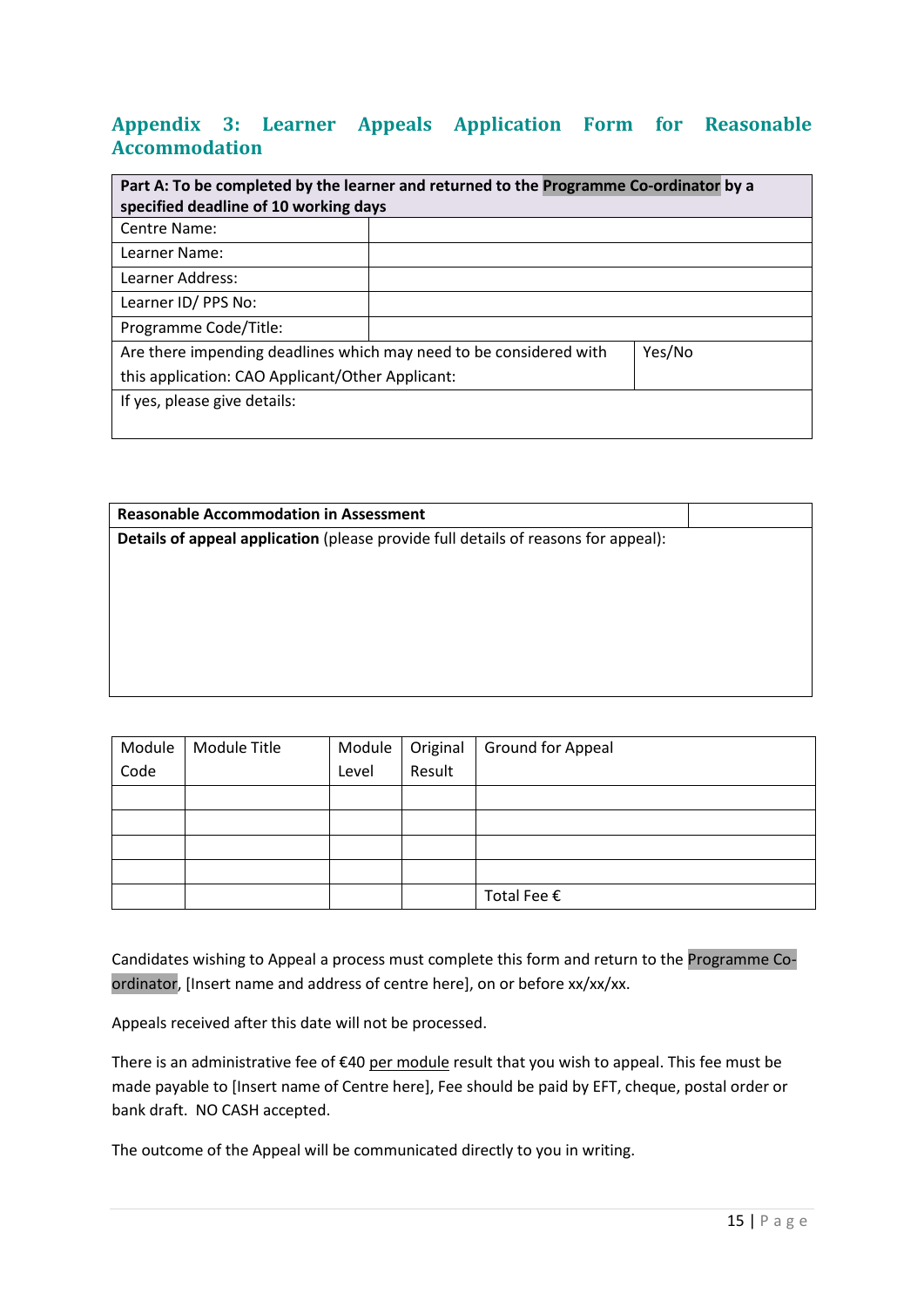## Appendix 3: Learner Appeals Application Form for Reasonable Accommodation

| **Part A: To be completed by the learner and returned to the Programme Co-ordinator by a specified deadline of 10 working days** | | |
|---|---|---|
| Centre Name: | | |
| Learner Name: | | |
| Learner Address: | | |
| Learner ID/ PPS No: | | |
| Programme Code/Title: | | |
| Are there impending deadlines which may need to be considered with this application: CAO Applicant/Other Applicant: | | Yes/No |
| If yes, please give details: | | |

| **Reasonable Accommodation in Assessment** | |
|---|---|
| **Details of appeal application** (please provide full details of reasons for appeal): | |

| Module Code | Module Title | Module Level | Original Result | Ground for Appeal |
|---|---|---|---|---|
| | | | | |
| | | | | |
| | | | | |
| | | | | |
| | | | | Total Fee € |

Candidates wishing to Appeal a process must complete this form and return to the Programme Co-ordinator, [Insert name and address of centre here], on or before xx/xx/xx.

Appeals received after this date will not be processed.

There is an administrative fee of €40 per module result that you wish to appeal. This fee must be made payable to [Insert name of Centre here], Fee should be paid by EFT, cheque, postal order or bank draft. NO CASH accepted.

The outcome of the Appeal will be communicated directly to you in writing.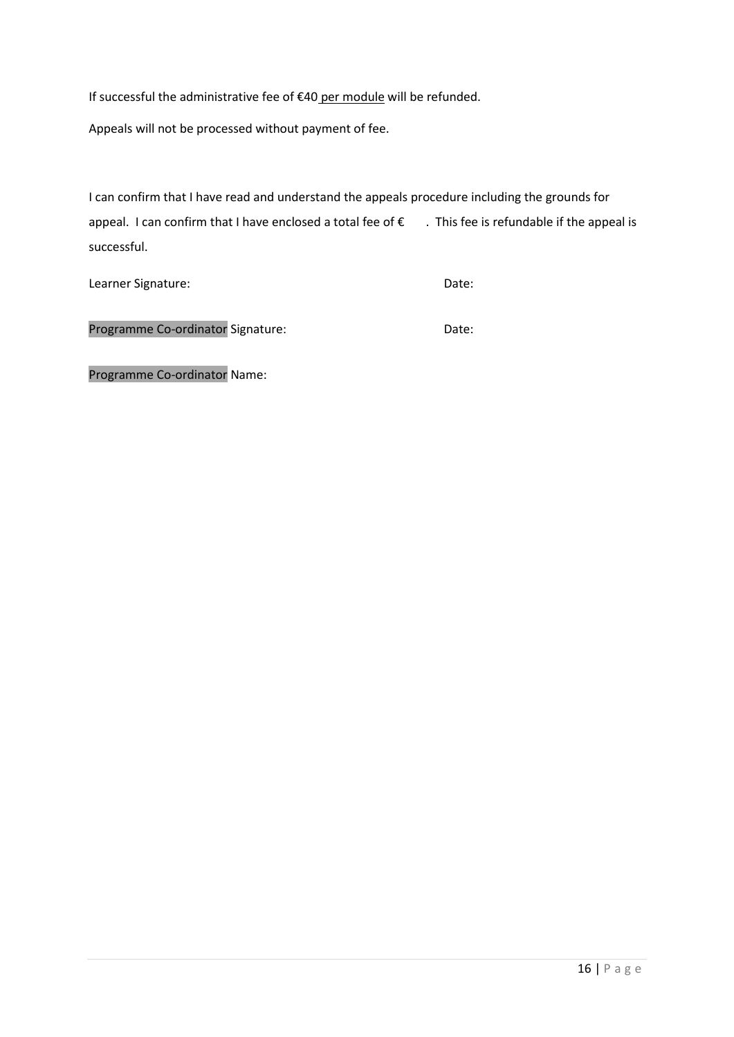If successful the administrative fee of €40 per module will be refunded.

Appeals will not be processed without payment of fee.

I can confirm that I have read and understand the appeals procedure including the grounds for appeal. I can confirm that I have enclosed a total fee of €      . This fee is refundable if the appeal is successful.

Learner Signature: Date:

Programme Co-ordinator Signature: Date:

Programme Co-ordinator Name: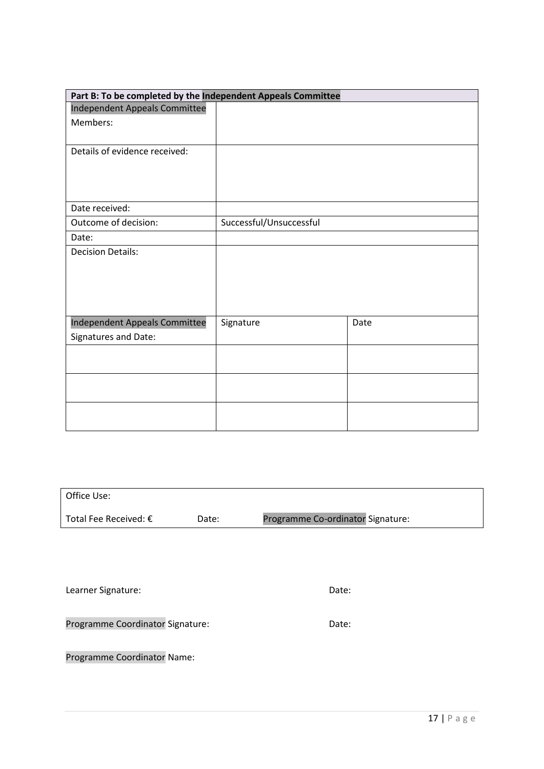| Part B: To be completed by the Independent Appeals Committee | | |
|---|---|---|
| Independent Appeals Committee Members: | | |
| Details of evidence received: | | |
| Date received: | | |
| Outcome of decision: | Successful/Unsuccessful | |
| Date: | | |
| Decision Details: | | |
| Independent Appeals Committee Signatures and Date: | Signature | Date |
| | | |
| | | |
| | | |

| | | |
|---|---|---|
| Office Use: | | |
| Total Fee Received: € | Date: | Programme Co-ordinator Signature: |

Learner Signature: Date:

Programme Coordinator Signature: Date:

Programme Coordinator Name: